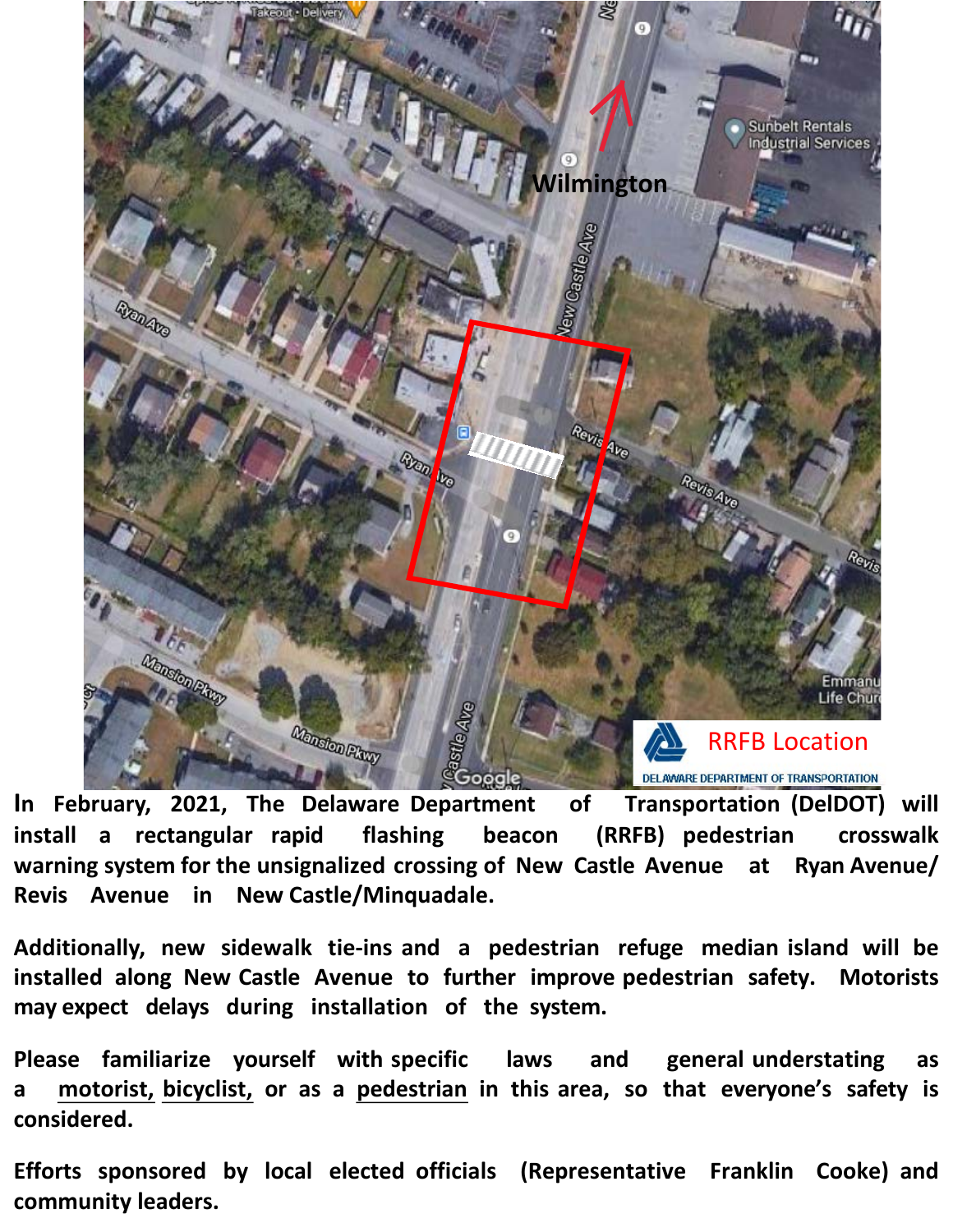In February, 2021, The Delaware Department of Transportation (DelDOT) will install a rectangular rapid flashing beacon (RRFB) pedestrian crosswalk warning system for the unsignalized crossing of New Castle Avenue at Ryan Avenue/ Revis Avenue in New Castle/Minquadale.

Additionally, new sidewalk tie-ins and a pedestrian refuge median island will be installed along New Castle Avenue to further improve pedestrian safety. Motorists may expect delays during installation of the system.

Please familiarize yourself with specific laws and general understating as a motorist, bicyclist, or as a pedestrian in this area, so that everyone's safety is considered.

Efforts sponsored by local elected officials (Representative Franklin Cooke) and community leaders.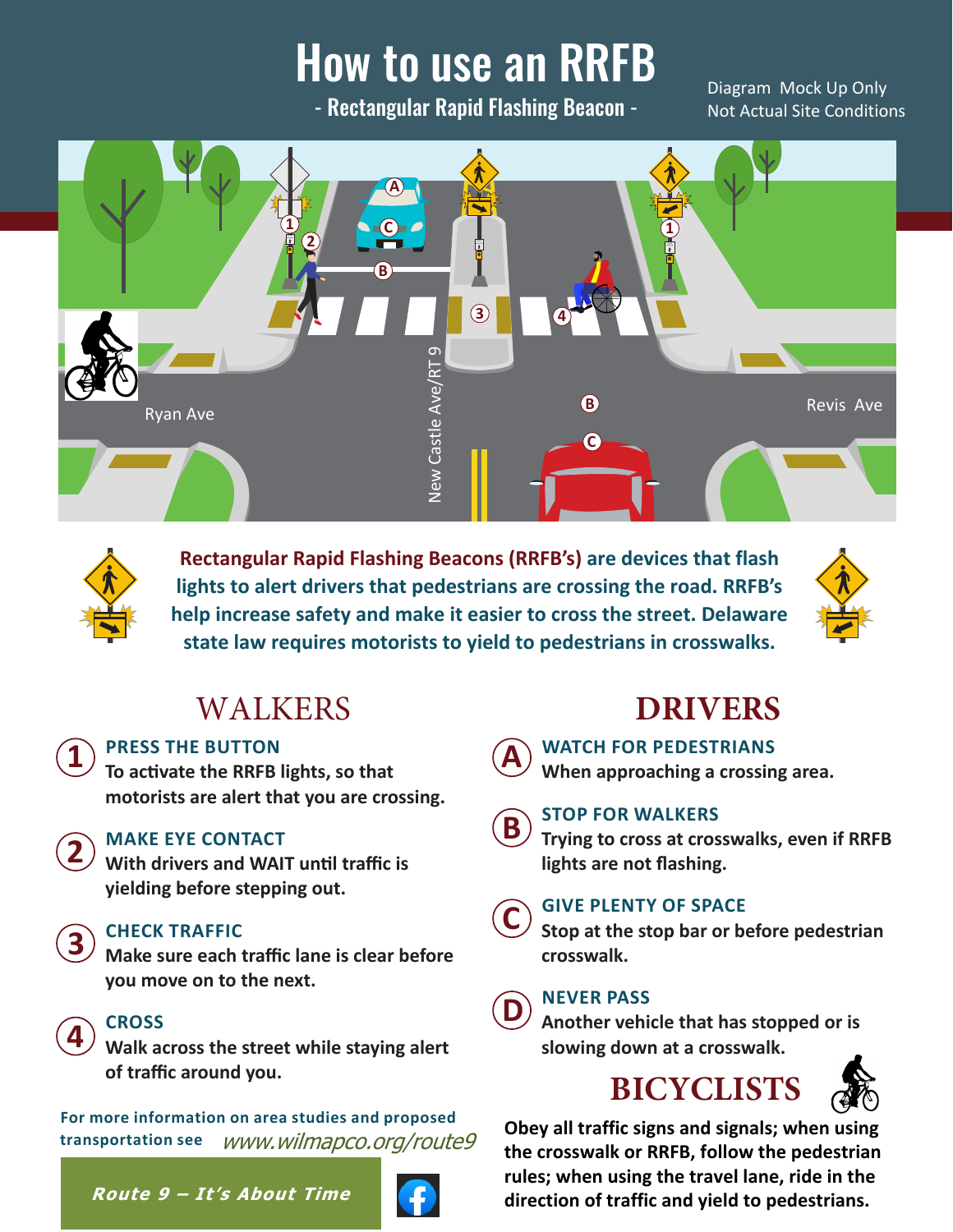# How to use an RRFB

## - Rectangular Rapid Flashing Beacon -

Diagram Mock Up Only
Not Actual Site Conditions

Ryan Ave

New Castle Ave/RT 9

Revis Ave

**Rectangular Rapid Flashing Beacons (RRFB's) are devices that flash lights to alert drivers that pedestrians are crossing the road. RRFB's help increase safety and make it easier to cross the street. Delaware state law requires motorists to yield to pedestrians in crosswalks.**

## WALKERS

**1 PRESS THE BUTTON**
To activate the RRFB lights, so that motorists are alert that you are crossing.

**2 MAKE EYE CONTACT**
With drivers and WAIT until traffic is yielding before stepping out.

**3 CHECK TRAFFIC**
Make sure each traffic lane is clear before you move on to the next.

**4 CROSS**
Walk across the street while staying alert of traffic around you.

## DRIVERS

**A WATCH FOR PEDESTRIANS**
When approaching a crossing area.

**B STOP FOR WALKERS**
Trying to cross at crosswalks, even if RRFB lights are not flashing.

**C GIVE PLENTY OF SPACE**
Stop at the stop bar or before pedestrian crosswalk.

**D NEVER PASS**
Another vehicle that has stopped or is slowing down at a crosswalk.

## BICYCLISTS

**Obey all traffic signs and signals; when using the crosswalk or RRFB, follow the pedestrian rules; when using the travel lane, ride in the direction of traffic and yield to pedestrians.**

For more information on area studies and proposed transportation see *www.wilmapco.org/route9*

***Route 9 – It's About Time***